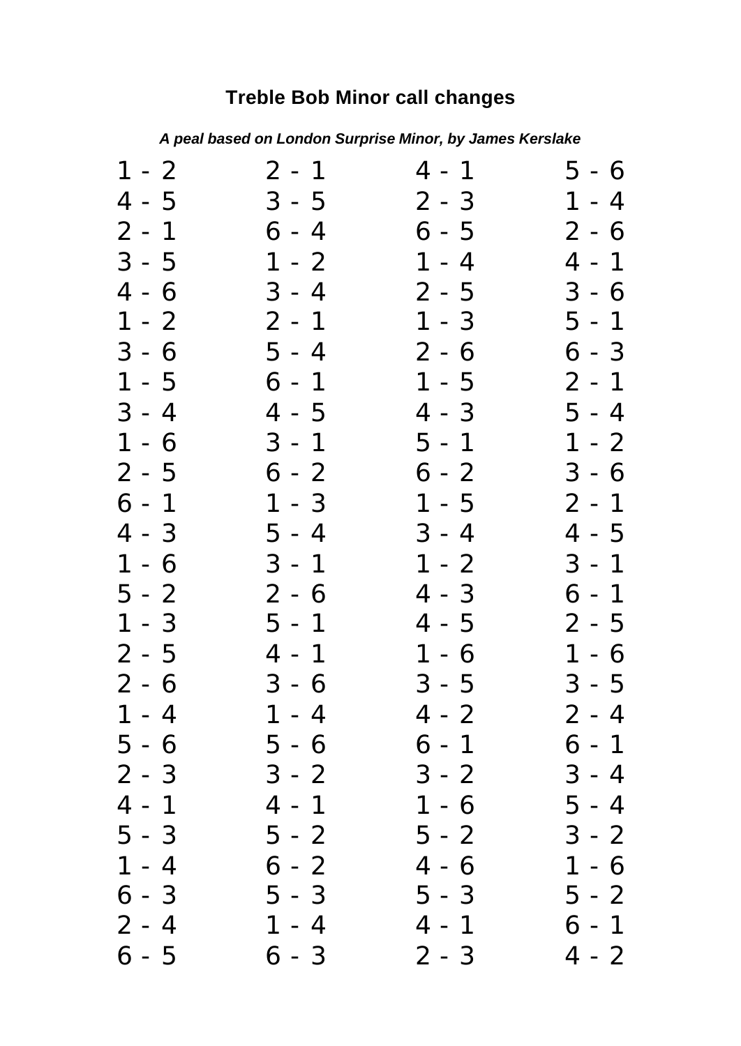# Treble Bob Minor call changes

***A peal based on London Surprise Minor, by James Kerslake***

| | | | |
|---|---|---|---|
| 1 - 2 | 2 - 1 | 4 - 1 | 5 - 6 |
| 4 - 5 | 3 - 5 | 2 - 3 | 1 - 4 |
| 2 - 1 | 6 - 4 | 6 - 5 | 2 - 6 |
| 3 - 5 | 1 - 2 | 1 - 4 | 4 - 1 |
| 4 - 6 | 3 - 4 | 2 - 5 | 3 - 6 |
| 1 - 2 | 2 - 1 | 1 - 3 | 5 - 1 |
| 3 - 6 | 5 - 4 | 2 - 6 | 6 - 3 |
| 1 - 5 | 6 - 1 | 1 - 5 | 2 - 1 |
| 3 - 4 | 4 - 5 | 4 - 3 | 5 - 4 |
| 1 - 6 | 3 - 1 | 5 - 1 | 1 - 2 |
| 2 - 5 | 6 - 2 | 6 - 2 | 3 - 6 |
| 6 - 1 | 1 - 3 | 1 - 5 | 2 - 1 |
| 4 - 3 | 5 - 4 | 3 - 4 | 4 - 5 |
| 1 - 6 | 3 - 1 | 1 - 2 | 3 - 1 |
| 5 - 2 | 2 - 6 | 4 - 3 | 6 - 1 |
| 1 - 3 | 5 - 1 | 4 - 5 | 2 - 5 |
| 2 - 5 | 4 - 1 | 1 - 6 | 1 - 6 |
| 2 - 6 | 3 - 6 | 3 - 5 | 3 - 5 |
| 1 - 4 | 1 - 4 | 4 - 2 | 2 - 4 |
| 5 - 6 | 5 - 6 | 6 - 1 | 6 - 1 |
| 2 - 3 | 3 - 2 | 3 - 2 | 3 - 4 |
| 4 - 1 | 4 - 1 | 1 - 6 | 5 - 4 |
| 5 - 3 | 5 - 2 | 5 - 2 | 3 - 2 |
| 1 - 4 | 6 - 2 | 4 - 6 | 1 - 6 |
| 6 - 3 | 5 - 3 | 5 - 3 | 5 - 2 |
| 2 - 4 | 1 - 4 | 4 - 1 | 6 - 1 |
| 6 - 5 | 6 - 3 | 2 - 3 | 4 - 2 |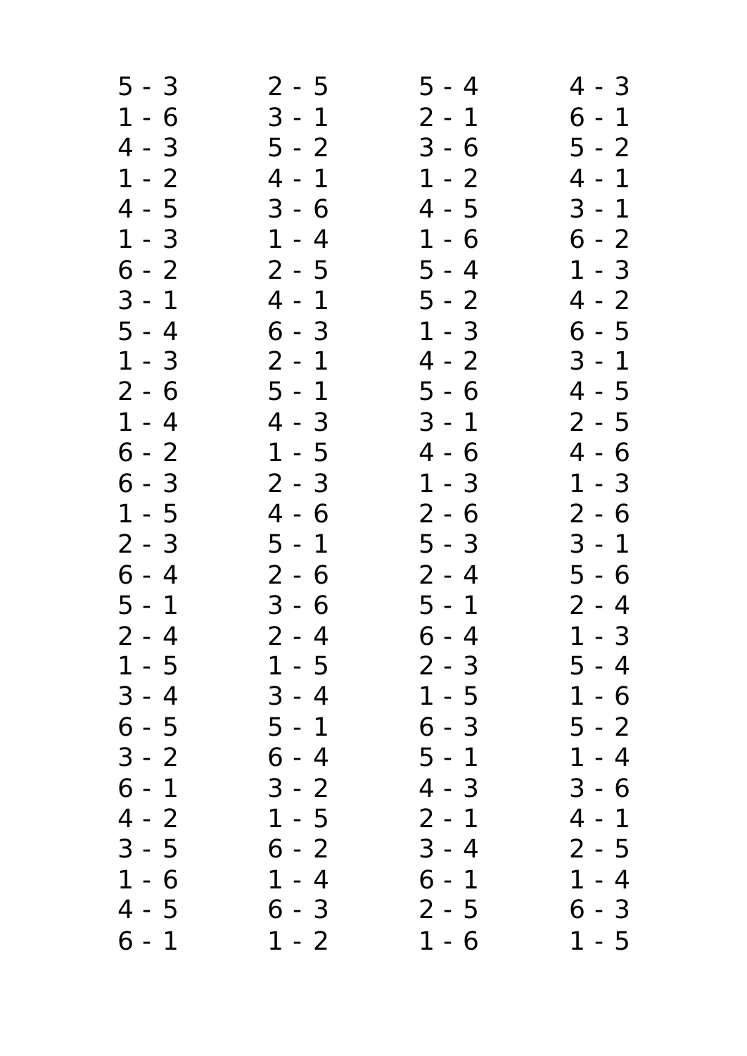| | | | |
|---|---|---|---|
| 5 - 3 | 2 - 5 | 5 - 4 | 4 - 3 |
| 1 - 6 | 3 - 1 | 2 - 1 | 6 - 1 |
| 4 - 3 | 5 - 2 | 3 - 6 | 5 - 2 |
| 1 - 2 | 4 - 1 | 1 - 2 | 4 - 1 |
| 4 - 5 | 3 - 6 | 4 - 5 | 3 - 1 |
| 1 - 3 | 1 - 4 | 1 - 6 | 6 - 2 |
| 6 - 2 | 2 - 5 | 5 - 4 | 1 - 3 |
| 3 - 1 | 4 - 1 | 5 - 2 | 4 - 2 |
| 5 - 4 | 6 - 3 | 1 - 3 | 6 - 5 |
| 1 - 3 | 2 - 1 | 4 - 2 | 3 - 1 |
| 2 - 6 | 5 - 1 | 5 - 6 | 4 - 5 |
| 1 - 4 | 4 - 3 | 3 - 1 | 2 - 5 |
| 6 - 2 | 1 - 5 | 4 - 6 | 4 - 6 |
| 6 - 3 | 2 - 3 | 1 - 3 | 1 - 3 |
| 1 - 5 | 4 - 6 | 2 - 6 | 2 - 6 |
| 2 - 3 | 5 - 1 | 5 - 3 | 3 - 1 |
| 6 - 4 | 2 - 6 | 2 - 4 | 5 - 6 |
| 5 - 1 | 3 - 6 | 5 - 1 | 2 - 4 |
| 2 - 4 | 2 - 4 | 6 - 4 | 1 - 3 |
| 1 - 5 | 1 - 5 | 2 - 3 | 5 - 4 |
| 3 - 4 | 3 - 4 | 1 - 5 | 1 - 6 |
| 6 - 5 | 5 - 1 | 6 - 3 | 5 - 2 |
| 3 - 2 | 6 - 4 | 5 - 1 | 1 - 4 |
| 6 - 1 | 3 - 2 | 4 - 3 | 3 - 6 |
| 4 - 2 | 1 - 5 | 2 - 1 | 4 - 1 |
| 3 - 5 | 6 - 2 | 3 - 4 | 2 - 5 |
| 1 - 6 | 1 - 4 | 6 - 1 | 1 - 4 |
| 4 - 5 | 6 - 3 | 2 - 5 | 6 - 3 |
| 6 - 1 | 1 - 2 | 1 - 6 | 1 - 5 |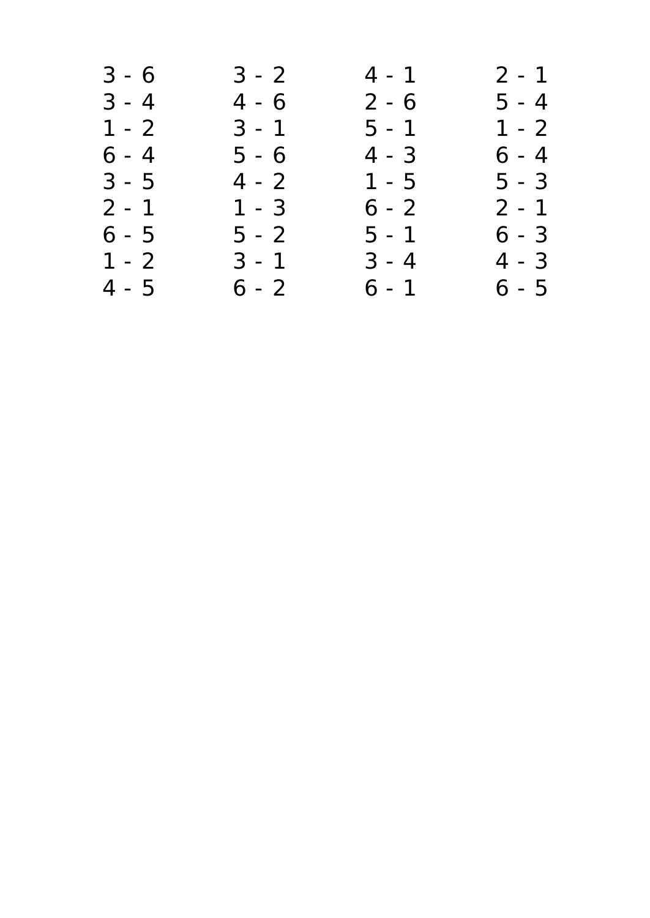| | | | |
|---|---|---|---|
| 3 - 6 | 3 - 2 | 4 - 1 | 2 - 1 |
| 3 - 4 | 4 - 6 | 2 - 6 | 5 - 4 |
| 1 - 2 | 3 - 1 | 5 - 1 | 1 - 2 |
| 6 - 4 | 5 - 6 | 4 - 3 | 6 - 4 |
| 3 - 5 | 4 - 2 | 1 - 5 | 5 - 3 |
| 2 - 1 | 1 - 3 | 6 - 2 | 2 - 1 |
| 6 - 5 | 5 - 2 | 5 - 1 | 6 - 3 |
| 1 - 2 | 3 - 1 | 3 - 4 | 4 - 3 |
| 4 - 5 | 6 - 2 | 6 - 1 | 6 - 5 |